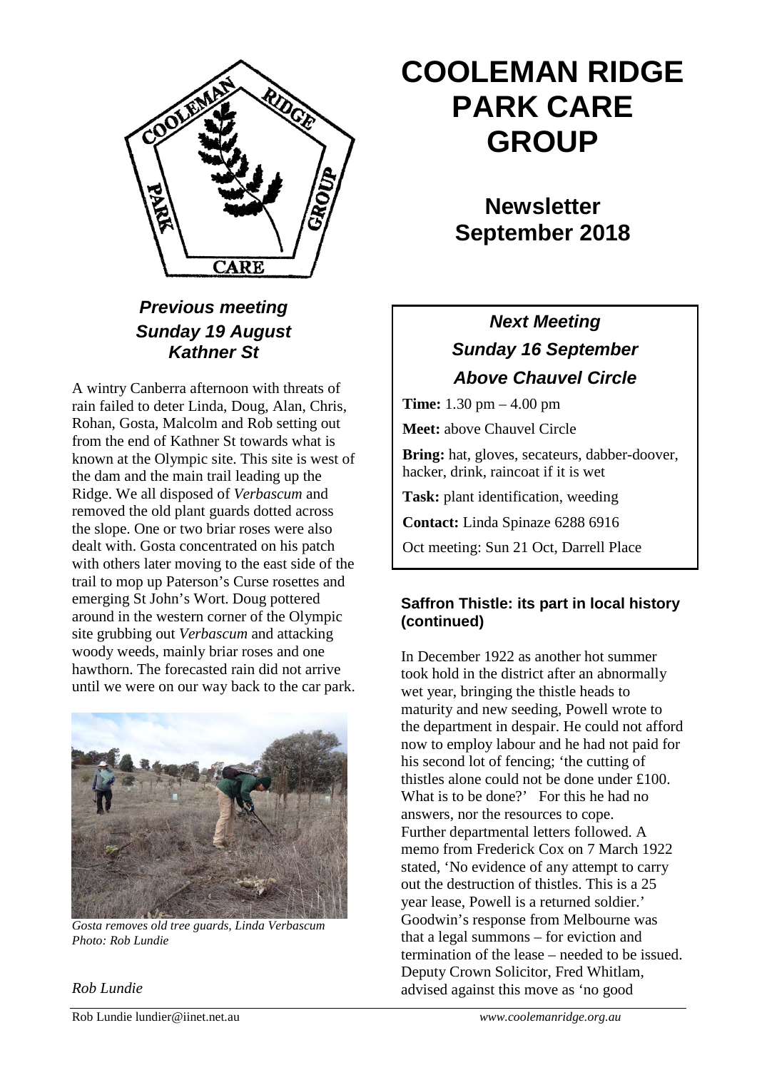# COOLEMAN RIDGE PARK CARE GROUP

## Newsletter September 2018

### *Previous meeting Sunday 19 August Kathner St*

A wintry Canberra afternoon with threats of rain failed to deter Linda, Doug, Alan, Chris, Rohan, Gosta, Malcolm and Rob setting out from the end of Kathner St towards what is known at the Olympic site. This site is west of the dam and the main trail leading up the Ridge. We all disposed of *Verbascum* and removed the old plant guards dotted across the slope. One or two briar roses were also dealt with. Gosta concentrated on his patch with others later moving to the east side of the trail to mop up Paterson's Curse rosettes and emerging St John's Wort. Doug pottered around in the western corner of the Olympic site grubbing out *Verbascum* and attacking woody weeds, mainly briar roses and one hawthorn. The forecasted rain did not arrive until we were on our way back to the car park.

*Gosta removes old tree guards, Linda Verbascum*
*Photo: Rob Lundie*

*Rob Lundie*

### *Next Meeting Sunday 16 September Above Chauvel Circle*

**Time:** 1.30 pm – 4.00 pm

**Meet:** above Chauvel Circle

**Bring:** hat, gloves, secateurs, dabber-doover, hacker, drink, raincoat if it is wet

**Task:** plant identification, weeding

**Contact:** Linda Spinaze 6288 6916

Oct meeting: Sun 21 Oct, Darrell Place

### Saffron Thistle: its part in local history (continued)

In December 1922 as another hot summer took hold in the district after an abnormally wet year, bringing the thistle heads to maturity and new seeding, Powell wrote to the department in despair. He could not afford now to employ labour and he had not paid for his second lot of fencing; 'the cutting of thistles alone could not be done under £100. What is to be done?' For this he had no answers, nor the resources to cope. Further departmental letters followed. A memo from Frederick Cox on 7 March 1922 stated, 'No evidence of any attempt to carry out the destruction of thistles. This is a 25 year lease, Powell is a returned soldier.' Goodwin's response from Melbourne was that a legal summons – for eviction and termination of the lease – needed to be issued. Deputy Crown Solicitor, Fred Whitlam, advised against this move as 'no good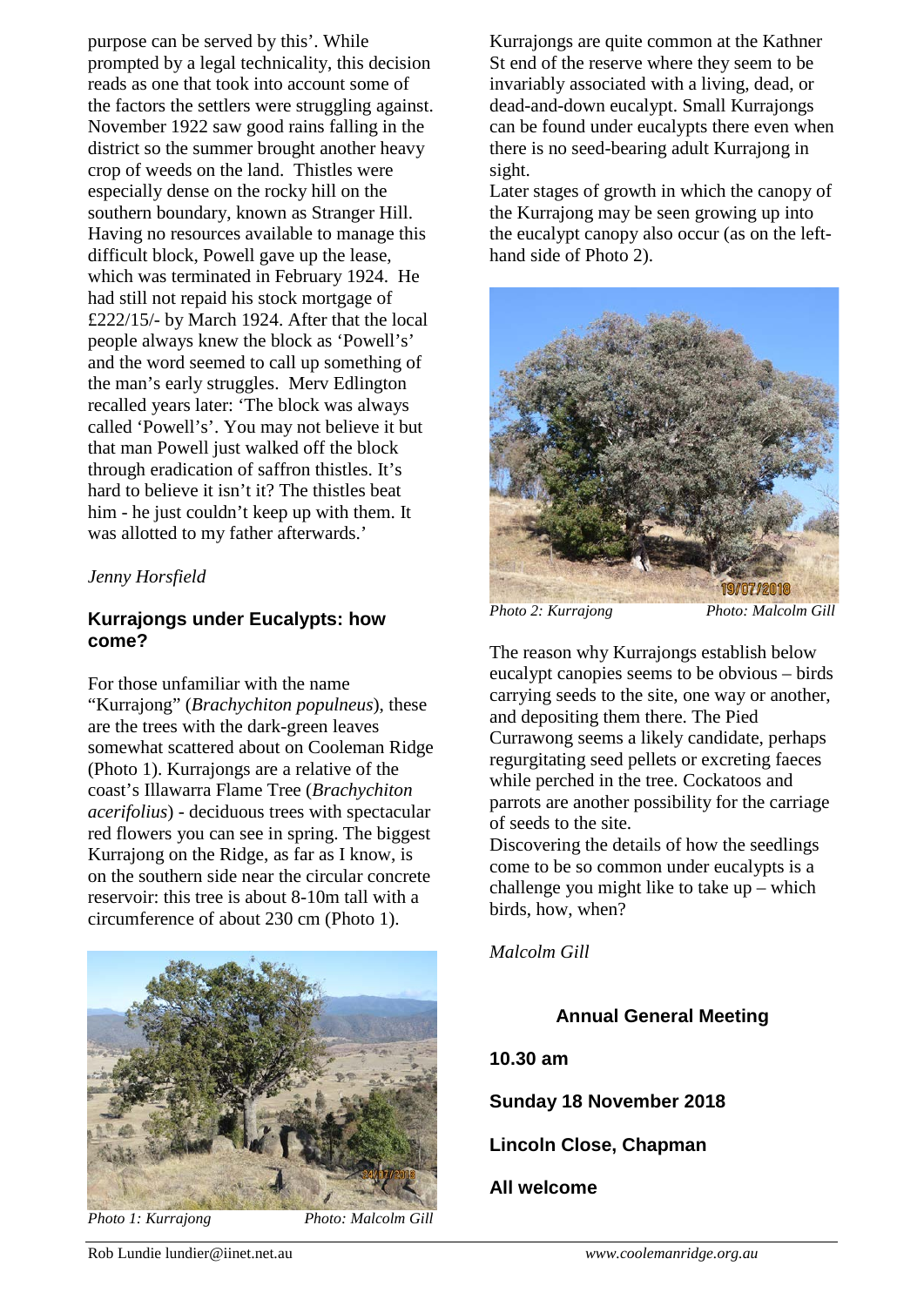purpose can be served by this'. While prompted by a legal technicality, this decision reads as one that took into account some of the factors the settlers were struggling against. November 1922 saw good rains falling in the district so the summer brought another heavy crop of weeds on the land. Thistles were especially dense on the rocky hill on the southern boundary, known as Stranger Hill. Having no resources available to manage this difficult block, Powell gave up the lease, which was terminated in February 1924. He had still not repaid his stock mortgage of £222/15/- by March 1924. After that the local people always knew the block as 'Powell's' and the word seemed to call up something of the man's early struggles. Merv Edlington recalled years later: 'The block was always called 'Powell's'. You may not believe it but that man Powell just walked off the block through eradication of saffron thistles. It's hard to believe it isn't it? The thistles beat him - he just couldn't keep up with them. It was allotted to my father afterwards.'

*Jenny Horsfield*

## Kurrajongs under Eucalypts: how come?

For those unfamiliar with the name "Kurrajong" (*Brachychiton populneus*), these are the trees with the dark-green leaves somewhat scattered about on Cooleman Ridge (Photo 1). Kurrajongs are a relative of the coast's Illawarra Flame Tree (*Brachychiton acerifolius*) - deciduous trees with spectacular red flowers you can see in spring. The biggest Kurrajong on the Ridge, as far as I know, is on the southern side near the circular concrete reservoir: this tree is about 8-10m tall with a circumference of about 230 cm (Photo 1).

*Photo 1: Kurrajong* *Photo: Malcolm Gill*

Kurrajongs are quite common at the Kathner St end of the reserve where they seem to be invariably associated with a living, dead, or dead-and-down eucalypt. Small Kurrajongs can be found under eucalypts there even when there is no seed-bearing adult Kurrajong in sight.

Later stages of growth in which the canopy of the Kurrajong may be seen growing up into the eucalypt canopy also occur (as on the left-hand side of Photo 2).

*Photo 2: Kurrajong* *Photo: Malcolm Gill*

The reason why Kurrajongs establish below eucalypt canopies seems to be obvious – birds carrying seeds to the site, one way or another, and depositing them there. The Pied Currawong seems a likely candidate, perhaps regurgitating seed pellets or excreting faeces while perched in the tree. Cockatoos and parrots are another possibility for the carriage of seeds to the site.

Discovering the details of how the seedlings come to be so common under eucalypts is a challenge you might like to take up – which birds, how, when?

*Malcolm Gill*

**Annual General Meeting**

**10.30 am**

**Sunday 18 November 2018**

**Lincoln Close, Chapman**

**All welcome**

Rob Lundie lundier@iinet.net.au *www.coolemanridge.org.au*